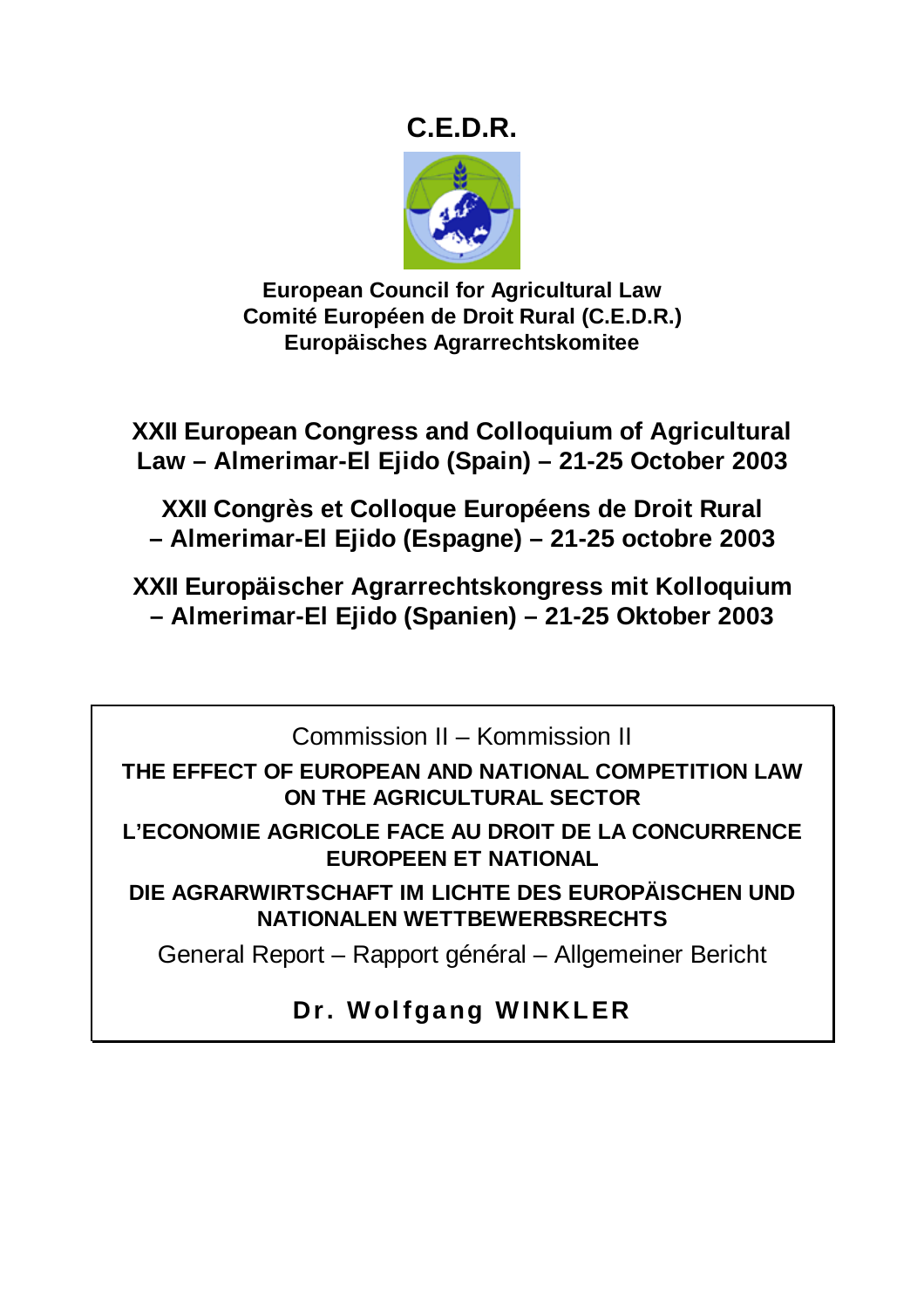# C.E.D.R.

**European Council for Agricultural Law**
**Comité Européen de Droit Rural (C.E.D.R.)**
**Europäisches Agrarrechtskomitee**

## XXII European Congress and Colloquium of Agricultural Law – Almerimar-El Ejido (Spain) – 21-25 October 2003

## XXII Congrès et Colloque Européens de Droit Rural – Almerimar-El Ejido (Espagne) – 21-25 octobre 2003

## XXII Europäischer Agrarrechtskongress mit Kolloquium – Almerimar-El Ejido (Spanien) – 21-25 Oktober 2003

Commission II – Kommission II

**THE EFFECT OF EUROPEAN AND NATIONAL COMPETITION LAW ON THE AGRICULTURAL SECTOR**

**L'ECONOMIE AGRICOLE FACE AU DROIT DE LA CONCURRENCE EUROPEEN ET NATIONAL**

**DIE AGRARWIRTSCHAFT IM LICHTE DES EUROPÄISCHEN UND NATIONALEN WETTBEWERBSRECHTS**

General Report – Rapport général – Allgemeiner Bericht

**Dr. Wolfgang WINKLER**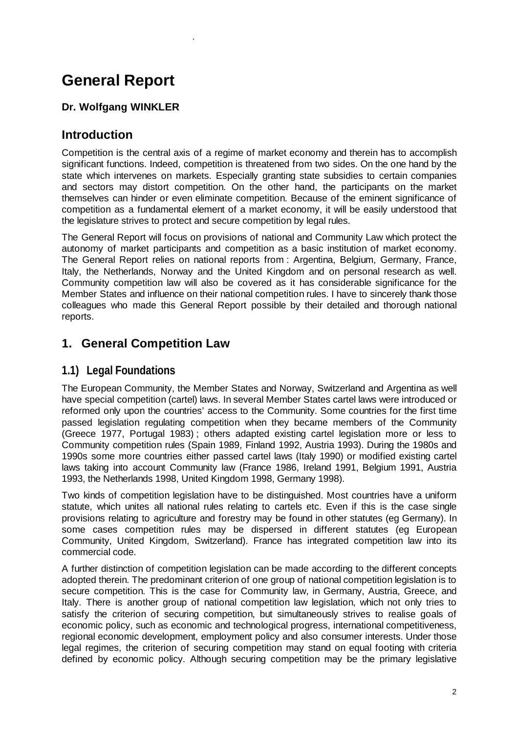# General Report

**Dr. Wolfgang WINKLER**

## Introduction

Competition is the central axis of a regime of market economy and therein has to accomplish significant functions. Indeed, competition is threatened from two sides. On the one hand by the state which intervenes on markets. Especially granting state subsidies to certain companies and sectors may distort competition. On the other hand, the participants on the market themselves can hinder or even eliminate competition. Because of the eminent significance of competition as a fundamental element of a market economy, it will be easily understood that the legislature strives to protect and secure competition by legal rules.

The General Report will focus on provisions of national and Community Law which protect the autonomy of market participants and competition as a basic institution of market economy. The General Report relies on national reports from : Argentina, Belgium, Germany, France, Italy, the Netherlands, Norway and the United Kingdom and on personal research as well. Community competition law will also be covered as it has considerable significance for the Member States and influence on their national competition rules. I have to sincerely thank those colleagues who made this General Report possible by their detailed and thorough national reports.

## 1. General Competition Law

### 1.1) Legal Foundations

The European Community, the Member States and Norway, Switzerland and Argentina as well have special competition (cartel) laws. In several Member States cartel laws were introduced or reformed only upon the countries' access to the Community. Some countries for the first time passed legislation regulating competition when they became members of the Community (Greece 1977, Portugal 1983) ; others adapted existing cartel legislation more or less to Community competition rules (Spain 1989, Finland 1992, Austria 1993). During the 1980s and 1990s some more countries either passed cartel laws (Italy 1990) or modified existing cartel laws taking into account Community law (France 1986, Ireland 1991, Belgium 1991, Austria 1993, the Netherlands 1998, United Kingdom 1998, Germany 1998).

Two kinds of competition legislation have to be distinguished. Most countries have a uniform statute, which unites all national rules relating to cartels etc. Even if this is the case single provisions relating to agriculture and forestry may be found in other statutes (eg Germany). In some cases competition rules may be dispersed in different statutes (eg European Community, United Kingdom, Switzerland). France has integrated competition law into its commercial code.

A further distinction of competition legislation can be made according to the different concepts adopted therein. The predominant criterion of one group of national competition legislation is to secure competition. This is the case for Community law, in Germany, Austria, Greece, and Italy. There is another group of national competition law legislation, which not only tries to satisfy the criterion of securing competition, but simultaneously strives to realise goals of economic policy, such as economic and technological progress, international competitiveness, regional economic development, employment policy and also consumer interests. Under those legal regimes, the criterion of securing competition may stand on equal footing with criteria defined by economic policy. Although securing competition may be the primary legislative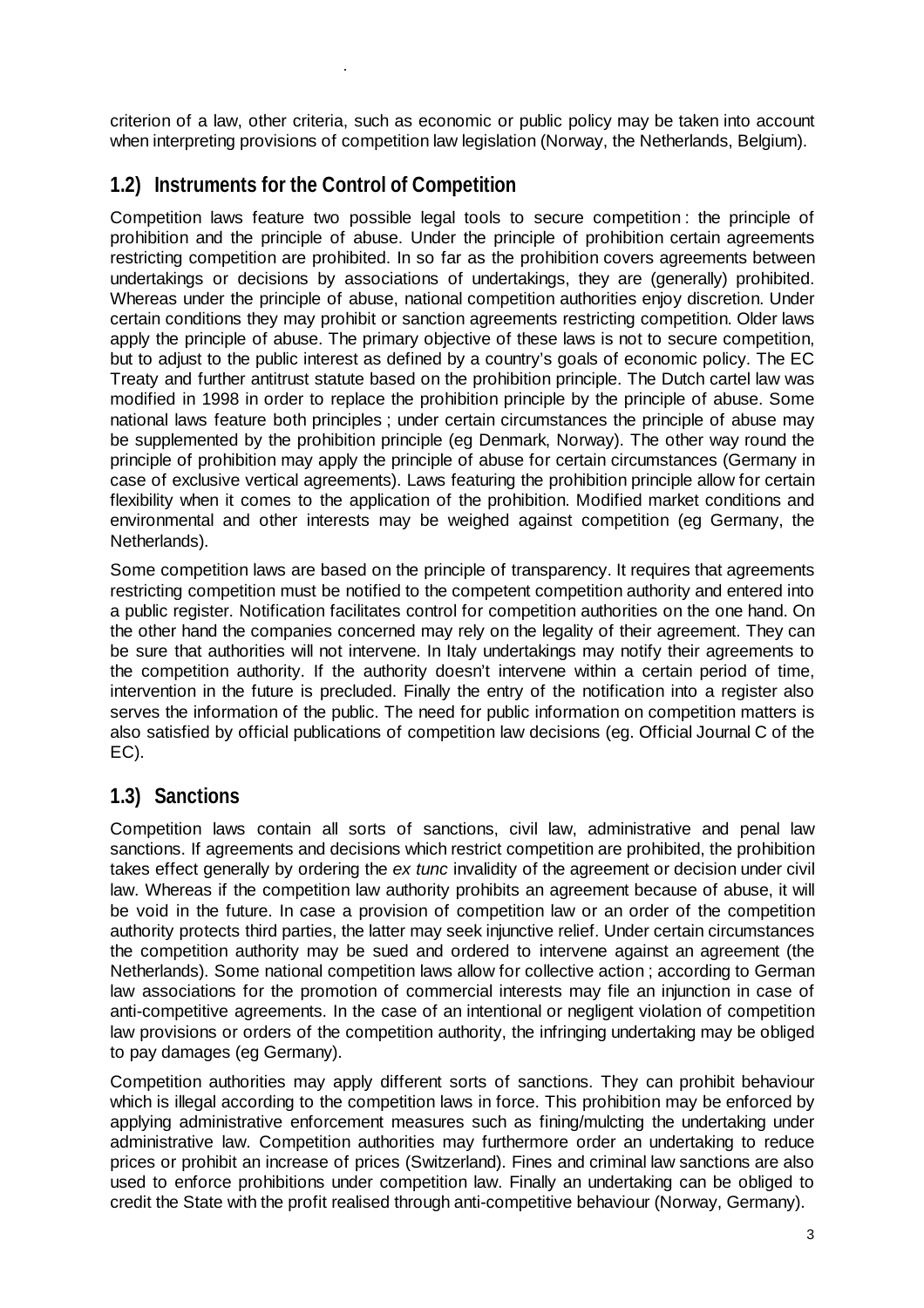criterion of a law, other criteria, such as economic or public policy may be taken into account when interpreting provisions of competition law legislation (Norway, the Netherlands, Belgium).

## 1.2) Instruments for the Control of Competition

Competition laws feature two possible legal tools to secure competition : the principle of prohibition and the principle of abuse. Under the principle of prohibition certain agreements restricting competition are prohibited. In so far as the prohibition covers agreements between undertakings or decisions by associations of undertakings, they are (generally) prohibited. Whereas under the principle of abuse, national competition authorities enjoy discretion. Under certain conditions they may prohibit or sanction agreements restricting competition. Older laws apply the principle of abuse. The primary objective of these laws is not to secure competition, but to adjust to the public interest as defined by a country's goals of economic policy. The EC Treaty and further antitrust statute based on the prohibition principle. The Dutch cartel law was modified in 1998 in order to replace the prohibition principle by the principle of abuse. Some national laws feature both principles ; under certain circumstances the principle of abuse may be supplemented by the prohibition principle (eg Denmark, Norway). The other way round the principle of prohibition may apply the principle of abuse for certain circumstances (Germany in case of exclusive vertical agreements). Laws featuring the prohibition principle allow for certain flexibility when it comes to the application of the prohibition. Modified market conditions and environmental and other interests may be weighed against competition (eg Germany, the Netherlands).

Some competition laws are based on the principle of transparency. It requires that agreements restricting competition must be notified to the competent competition authority and entered into a public register. Notification facilitates control for competition authorities on the one hand. On the other hand the companies concerned may rely on the legality of their agreement. They can be sure that authorities will not intervene. In Italy undertakings may notify their agreements to the competition authority. If the authority doesn't intervene within a certain period of time, intervention in the future is precluded. Finally the entry of the notification into a register also serves the information of the public. The need for public information on competition matters is also satisfied by official publications of competition law decisions (eg. Official Journal C of the EC).

## 1.3) Sanctions

Competition laws contain all sorts of sanctions, civil law, administrative and penal law sanctions. If agreements and decisions which restrict competition are prohibited, the prohibition takes effect generally by ordering the *ex tunc* invalidity of the agreement or decision under civil law. Whereas if the competition law authority prohibits an agreement because of abuse, it will be void in the future. In case a provision of competition law or an order of the competition authority protects third parties, the latter may seek injunctive relief. Under certain circumstances the competition authority may be sued and ordered to intervene against an agreement (the Netherlands). Some national competition laws allow for collective action ; according to German law associations for the promotion of commercial interests may file an injunction in case of anti-competitive agreements. In the case of an intentional or negligent violation of competition law provisions or orders of the competition authority, the infringing undertaking may be obliged to pay damages (eg Germany).

Competition authorities may apply different sorts of sanctions. They can prohibit behaviour which is illegal according to the competition laws in force. This prohibition may be enforced by applying administrative enforcement measures such as fining/mulcting the undertaking under administrative law. Competition authorities may furthermore order an undertaking to reduce prices or prohibit an increase of prices (Switzerland). Fines and criminal law sanctions are also used to enforce prohibitions under competition law. Finally an undertaking can be obliged to credit the State with the profit realised through anti-competitive behaviour (Norway, Germany).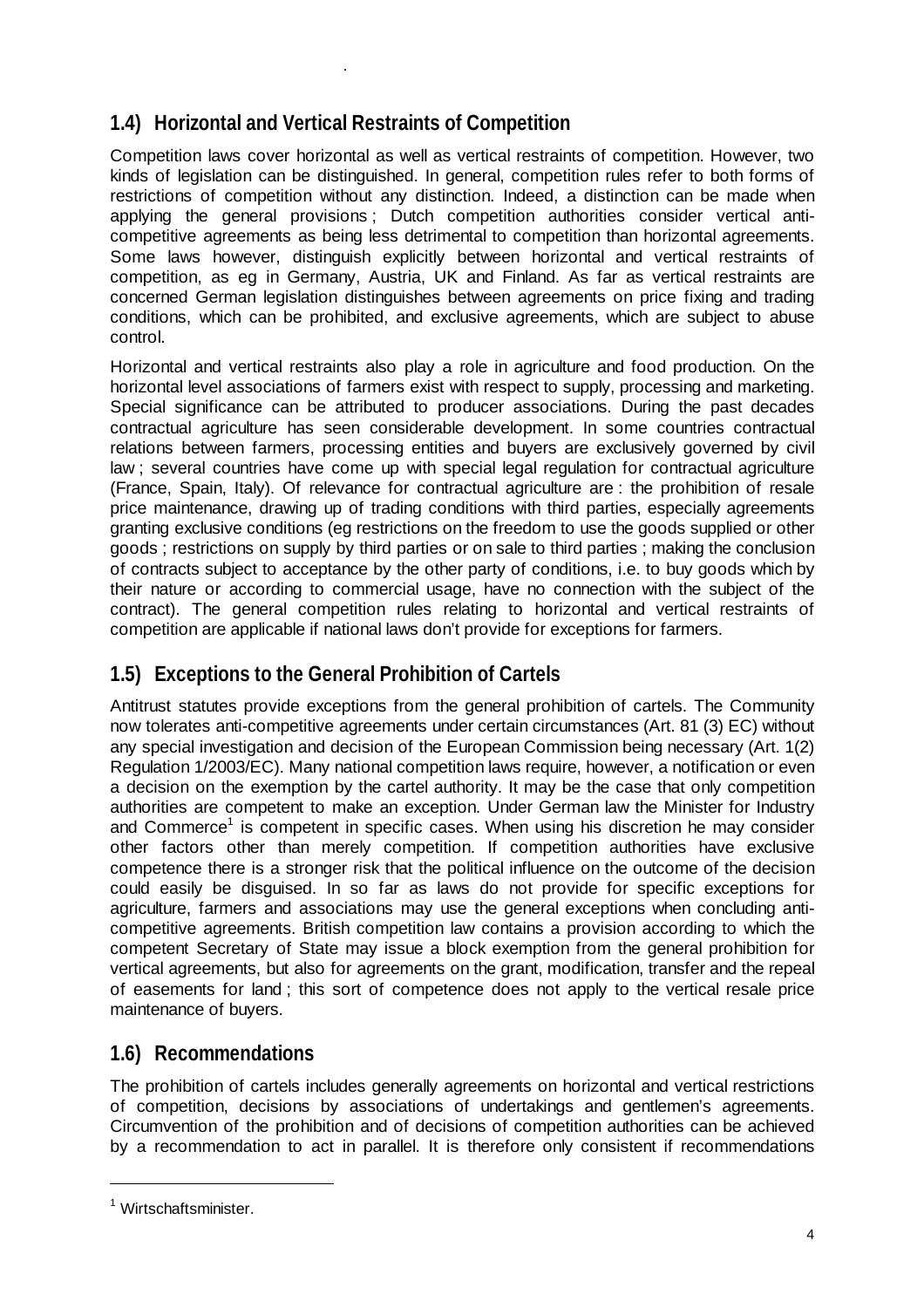## 1.4) Horizontal and Vertical Restraints of Competition

Competition laws cover horizontal as well as vertical restraints of competition. However, two kinds of legislation can be distinguished. In general, competition rules refer to both forms of restrictions of competition without any distinction. Indeed, a distinction can be made when applying the general provisions ; Dutch competition authorities consider vertical anti-competitive agreements as being less detrimental to competition than horizontal agreements. Some laws however, distinguish explicitly between horizontal and vertical restraints of competition, as eg in Germany, Austria, UK and Finland. As far as vertical restraints are concerned German legislation distinguishes between agreements on price fixing and trading conditions, which can be prohibited, and exclusive agreements, which are subject to abuse control.

Horizontal and vertical restraints also play a role in agriculture and food production. On the horizontal level associations of farmers exist with respect to supply, processing and marketing. Special significance can be attributed to producer associations. During the past decades contractual agriculture has seen considerable development. In some countries contractual relations between farmers, processing entities and buyers are exclusively governed by civil law ; several countries have come up with special legal regulation for contractual agriculture (France, Spain, Italy). Of relevance for contractual agriculture are : the prohibition of resale price maintenance, drawing up of trading conditions with third parties, especially agreements granting exclusive conditions (eg restrictions on the freedom to use the goods supplied or other goods ; restrictions on supply by third parties or on sale to third parties ; making the conclusion of contracts subject to acceptance by the other party of conditions, i.e. to buy goods which by their nature or according to commercial usage, have no connection with the subject of the contract). The general competition rules relating to horizontal and vertical restraints of competition are applicable if national laws don't provide for exceptions for farmers.

## 1.5) Exceptions to the General Prohibition of Cartels

Antitrust statutes provide exceptions from the general prohibition of cartels. The Community now tolerates anti-competitive agreements under certain circumstances (Art. 81 (3) EC) without any special investigation and decision of the European Commission being necessary (Art. 1(2) Regulation 1/2003/EC). Many national competition laws require, however, a notification or even a decision on the exemption by the cartel authority. It may be the case that only competition authorities are competent to make an exception. Under German law the Minister for Industry and Commerce[1] is competent in specific cases. When using his discretion he may consider other factors other than merely competition. If competition authorities have exclusive competence there is a stronger risk that the political influence on the outcome of the decision could easily be disguised. In so far as laws do not provide for specific exceptions for agriculture, farmers and associations may use the general exceptions when concluding anti-competitive agreements. British competition law contains a provision according to which the competent Secretary of State may issue a block exemption from the general prohibition for vertical agreements, but also for agreements on the grant, modification, transfer and the repeal of easements for land ; this sort of competence does not apply to the vertical resale price maintenance of buyers.

## 1.6) Recommendations

The prohibition of cartels includes generally agreements on horizontal and vertical restrictions of competition, decisions by associations of undertakings and gentlemen's agreements. Circumvention of the prohibition and of decisions of competition authorities can be achieved by a recommendation to act in parallel. It is therefore only consistent if recommendations

[1] Wirtschaftsminister.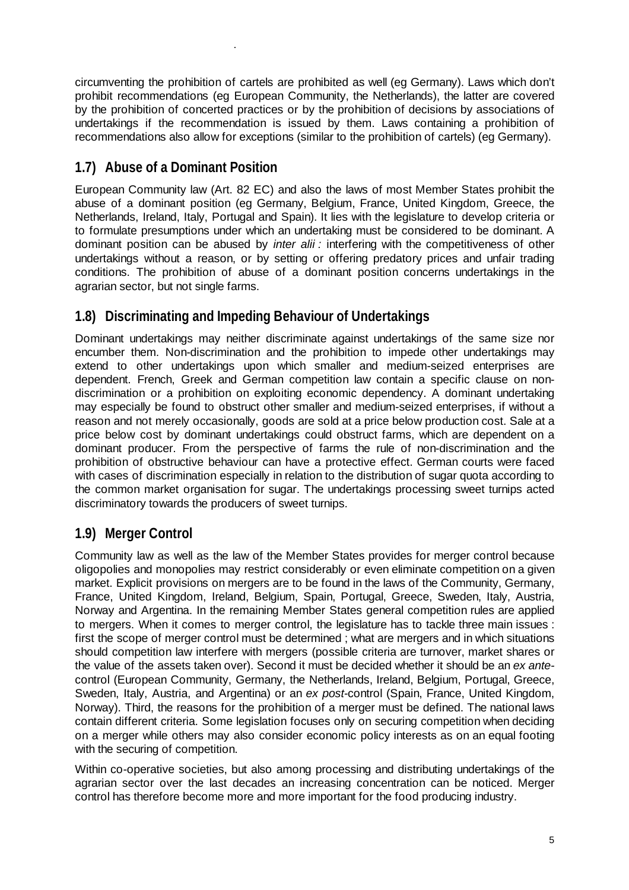circumventing the prohibition of cartels are prohibited as well (eg Germany). Laws which don't prohibit recommendations (eg European Community, the Netherlands), the latter are covered by the prohibition of concerted practices or by the prohibition of decisions by associations of undertakings if the recommendation is issued by them. Laws containing a prohibition of recommendations also allow for exceptions (similar to the prohibition of cartels) (eg Germany).

## 1.7) Abuse of a Dominant Position

European Community law (Art. 82 EC) and also the laws of most Member States prohibit the abuse of a dominant position (eg Germany, Belgium, France, United Kingdom, Greece, the Netherlands, Ireland, Italy, Portugal and Spain). It lies with the legislature to develop criteria or to formulate presumptions under which an undertaking must be considered to be dominant. A dominant position can be abused by *inter alii :* interfering with the competitiveness of other undertakings without a reason, or by setting or offering predatory prices and unfair trading conditions. The prohibition of abuse of a dominant position concerns undertakings in the agrarian sector, but not single farms.

## 1.8) Discriminating and Impeding Behaviour of Undertakings

Dominant undertakings may neither discriminate against undertakings of the same size nor encumber them. Non-discrimination and the prohibition to impede other undertakings may extend to other undertakings upon which smaller and medium-seized enterprises are dependent. French, Greek and German competition law contain a specific clause on non-discrimination or a prohibition on exploiting economic dependency. A dominant undertaking may especially be found to obstruct other smaller and medium-seized enterprises, if without a reason and not merely occasionally, goods are sold at a price below production cost. Sale at a price below cost by dominant undertakings could obstruct farms, which are dependent on a dominant producer. From the perspective of farms the rule of non-discrimination and the prohibition of obstructive behaviour can have a protective effect. German courts were faced with cases of discrimination especially in relation to the distribution of sugar quota according to the common market organisation for sugar. The undertakings processing sweet turnips acted discriminatory towards the producers of sweet turnips.

## 1.9) Merger Control

Community law as well as the law of the Member States provides for merger control because oligopolies and monopolies may restrict considerably or even eliminate competition on a given market. Explicit provisions on mergers are to be found in the laws of the Community, Germany, France, United Kingdom, Ireland, Belgium, Spain, Portugal, Greece, Sweden, Italy, Austria, Norway and Argentina. In the remaining Member States general competition rules are applied to mergers. When it comes to merger control, the legislature has to tackle three main issues : first the scope of merger control must be determined ; what are mergers and in which situations should competition law interfere with mergers (possible criteria are turnover, market shares or the value of the assets taken over). Second it must be decided whether it should be an *ex ante*-control (European Community, Germany, the Netherlands, Ireland, Belgium, Portugal, Greece, Sweden, Italy, Austria, and Argentina) or an *ex post*-control (Spain, France, United Kingdom, Norway). Third, the reasons for the prohibition of a merger must be defined. The national laws contain different criteria. Some legislation focuses only on securing competition when deciding on a merger while others may also consider economic policy interests as on an equal footing with the securing of competition.

Within co-operative societies, but also among processing and distributing undertakings of the agrarian sector over the last decades an increasing concentration can be noticed. Merger control has therefore become more and more important for the food producing industry.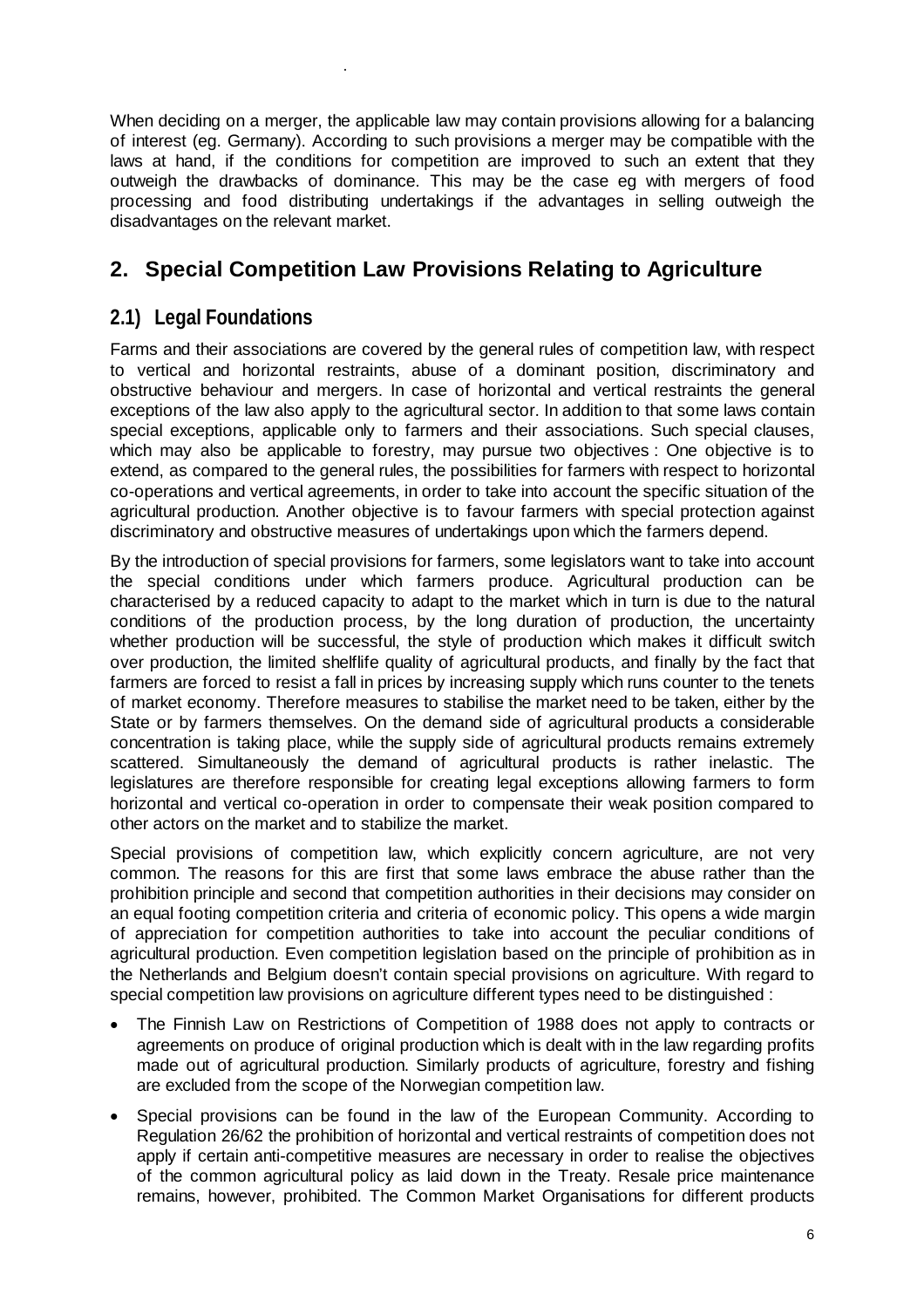When deciding on a merger, the applicable law may contain provisions allowing for a balancing of interest (eg. Germany). According to such provisions a merger may be compatible with the laws at hand, if the conditions for competition are improved to such an extent that they outweigh the drawbacks of dominance. This may be the case eg with mergers of food processing and food distributing undertakings if the advantages in selling outweigh the disadvantages on the relevant market.

## 2. Special Competition Law Provisions Relating to Agriculture

### 2.1) Legal Foundations

Farms and their associations are covered by the general rules of competition law, with respect to vertical and horizontal restraints, abuse of a dominant position, discriminatory and obstructive behaviour and mergers. In case of horizontal and vertical restraints the general exceptions of the law also apply to the agricultural sector. In addition to that some laws contain special exceptions, applicable only to farmers and their associations. Such special clauses, which may also be applicable to forestry, may pursue two objectives : One objective is to extend, as compared to the general rules, the possibilities for farmers with respect to horizontal co-operations and vertical agreements, in order to take into account the specific situation of the agricultural production. Another objective is to favour farmers with special protection against discriminatory and obstructive measures of undertakings upon which the farmers depend.

By the introduction of special provisions for farmers, some legislators want to take into account the special conditions under which farmers produce. Agricultural production can be characterised by a reduced capacity to adapt to the market which in turn is due to the natural conditions of the production process, by the long duration of production, the uncertainty whether production will be successful, the style of production which makes it difficult switch over production, the limited shelflife quality of agricultural products, and finally by the fact that farmers are forced to resist a fall in prices by increasing supply which runs counter to the tenets of market economy. Therefore measures to stabilise the market need to be taken, either by the State or by farmers themselves. On the demand side of agricultural products a considerable concentration is taking place, while the supply side of agricultural products remains extremely scattered. Simultaneously the demand of agricultural products is rather inelastic. The legislatures are therefore responsible for creating legal exceptions allowing farmers to form horizontal and vertical co-operation in order to compensate their weak position compared to other actors on the market and to stabilize the market.

Special provisions of competition law, which explicitly concern agriculture, are not very common. The reasons for this are first that some laws embrace the abuse rather than the prohibition principle and second that competition authorities in their decisions may consider on an equal footing competition criteria and criteria of economic policy. This opens a wide margin of appreciation for competition authorities to take into account the peculiar conditions of agricultural production. Even competition legislation based on the principle of prohibition as in the Netherlands and Belgium doesn't contain special provisions on agriculture. With regard to special competition law provisions on agriculture different types need to be distinguished :

- The Finnish Law on Restrictions of Competition of 1988 does not apply to contracts or agreements on produce of original production which is dealt with in the law regarding profits made out of agricultural production. Similarly products of agriculture, forestry and fishing are excluded from the scope of the Norwegian competition law.
- Special provisions can be found in the law of the European Community. According to Regulation 26/62 the prohibition of horizontal and vertical restraints of competition does not apply if certain anti-competitive measures are necessary in order to realise the objectives of the common agricultural policy as laid down in the Treaty. Resale price maintenance remains, however, prohibited. The Common Market Organisations for different products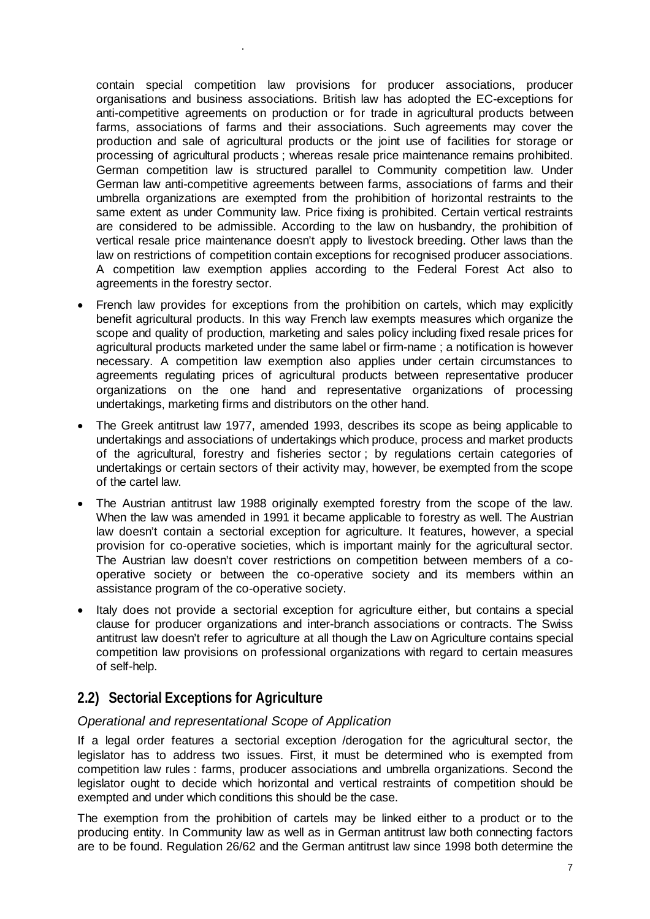contain special competition law provisions for producer associations, producer organisations and business associations. British law has adopted the EC-exceptions for anti-competitive agreements on production or for trade in agricultural products between farms, associations of farms and their associations. Such agreements may cover the production and sale of agricultural products or the joint use of facilities for storage or processing of agricultural products ; whereas resale price maintenance remains prohibited. German competition law is structured parallel to Community competition law. Under German law anti-competitive agreements between farms, associations of farms and their umbrella organizations are exempted from the prohibition of horizontal restraints to the same extent as under Community law. Price fixing is prohibited. Certain vertical restraints are considered to be admissible. According to the law on husbandry, the prohibition of vertical resale price maintenance doesn't apply to livestock breeding. Other laws than the law on restrictions of competition contain exceptions for recognised producer associations. A competition law exemption applies according to the Federal Forest Act also to agreements in the forestry sector.

- French law provides for exceptions from the prohibition on cartels, which may explicitly benefit agricultural products. In this way French law exempts measures which organize the scope and quality of production, marketing and sales policy including fixed resale prices for agricultural products marketed under the same label or firm-name ; a notification is however necessary. A competition law exemption also applies under certain circumstances to agreements regulating prices of agricultural products between representative producer organizations on the one hand and representative organizations of processing undertakings, marketing firms and distributors on the other hand.
- The Greek antitrust law 1977, amended 1993, describes its scope as being applicable to undertakings and associations of undertakings which produce, process and market products of the agricultural, forestry and fisheries sector ; by regulations certain categories of undertakings or certain sectors of their activity may, however, be exempted from the scope of the cartel law.
- The Austrian antitrust law 1988 originally exempted forestry from the scope of the law. When the law was amended in 1991 it became applicable to forestry as well. The Austrian law doesn't contain a sectorial exception for agriculture. It features, however, a special provision for co-operative societies, which is important mainly for the agricultural sector. The Austrian law doesn't cover restrictions on competition between members of a co-operative society or between the co-operative society and its members within an assistance program of the co-operative society.
- Italy does not provide a sectorial exception for agriculture either, but contains a special clause for producer organizations and inter-branch associations or contracts. The Swiss antitrust law doesn't refer to agriculture at all though the Law on Agriculture contains special competition law provisions on professional organizations with regard to certain measures of self-help.

## 2.2) Sectorial Exceptions for Agriculture

*Operational and representational Scope of Application*

If a legal order features a sectorial exception /derogation for the agricultural sector, the legislator has to address two issues. First, it must be determined who is exempted from competition law rules : farms, producer associations and umbrella organizations. Second the legislator ought to decide which horizontal and vertical restraints of competition should be exempted and under which conditions this should be the case.

The exemption from the prohibition of cartels may be linked either to a product or to the producing entity. In Community law as well as in German antitrust law both connecting factors are to be found. Regulation 26/62 and the German antitrust law since 1998 both determine the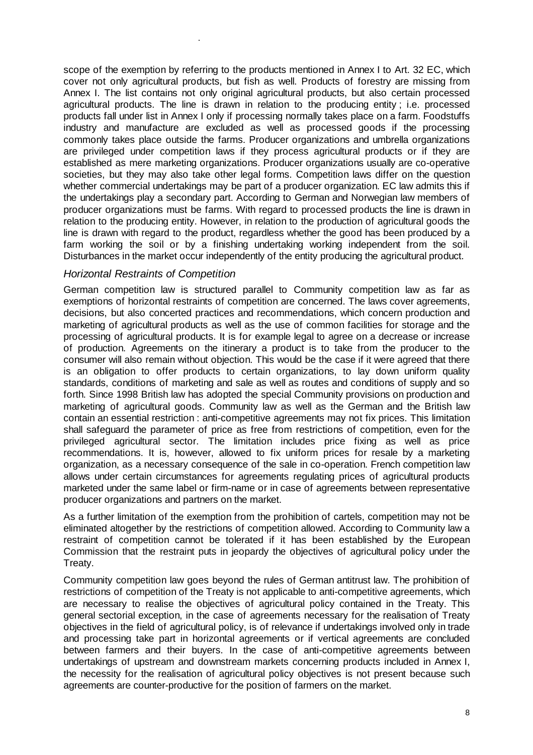scope of the exemption by referring to the products mentioned in Annex I to Art. 32 EC, which cover not only agricultural products, but fish as well. Products of forestry are missing from Annex I. The list contains not only original agricultural products, but also certain processed agricultural products. The line is drawn in relation to the producing entity ; i.e. processed products fall under list in Annex I only if processing normally takes place on a farm. Foodstuffs industry and manufacture are excluded as well as processed goods if the processing commonly takes place outside the farms. Producer organizations and umbrella organizations are privileged under competition laws if they process agricultural products or if they are established as mere marketing organizations. Producer organizations usually are co-operative societies, but they may also take other legal forms. Competition laws differ on the question whether commercial undertakings may be part of a producer organization. EC law admits this if the undertakings play a secondary part. According to German and Norwegian law members of producer organizations must be farms. With regard to processed products the line is drawn in relation to the producing entity. However, in relation to the production of agricultural goods the line is drawn with regard to the product, regardless whether the good has been produced by a farm working the soil or by a finishing undertaking working independent from the soil. Disturbances in the market occur independently of the entity producing the agricultural product.

### *Horizontal Restraints of Competition*

German competition law is structured parallel to Community competition law as far as exemptions of horizontal restraints of competition are concerned. The laws cover agreements, decisions, but also concerted practices and recommendations, which concern production and marketing of agricultural products as well as the use of common facilities for storage and the processing of agricultural products. It is for example legal to agree on a decrease or increase of production. Agreements on the itinerary a product is to take from the producer to the consumer will also remain without objection. This would be the case if it were agreed that there is an obligation to offer products to certain organizations, to lay down uniform quality standards, conditions of marketing and sale as well as routes and conditions of supply and so forth. Since 1998 British law has adopted the special Community provisions on production and marketing of agricultural goods. Community law as well as the German and the British law contain an essential restriction : anti-competitive agreements may not fix prices. This limitation shall safeguard the parameter of price as free from restrictions of competition, even for the privileged agricultural sector. The limitation includes price fixing as well as price recommendations. It is, however, allowed to fix uniform prices for resale by a marketing organization, as a necessary consequence of the sale in co-operation. French competition law allows under certain circumstances for agreements regulating prices of agricultural products marketed under the same label or firm-name or in case of agreements between representative producer organizations and partners on the market.

As a further limitation of the exemption from the prohibition of cartels, competition may not be eliminated altogether by the restrictions of competition allowed. According to Community law a restraint of competition cannot be tolerated if it has been established by the European Commission that the restraint puts in jeopardy the objectives of agricultural policy under the Treaty.

Community competition law goes beyond the rules of German antitrust law. The prohibition of restrictions of competition of the Treaty is not applicable to anti-competitive agreements, which are necessary to realise the objectives of agricultural policy contained in the Treaty. This general sectorial exception, in the case of agreements necessary for the realisation of Treaty objectives in the field of agricultural policy, is of relevance if undertakings involved only in trade and processing take part in horizontal agreements or if vertical agreements are concluded between farmers and their buyers. In the case of anti-competitive agreements between undertakings of upstream and downstream markets concerning products included in Annex I, the necessity for the realisation of agricultural policy objectives is not present because such agreements are counter-productive for the position of farmers on the market.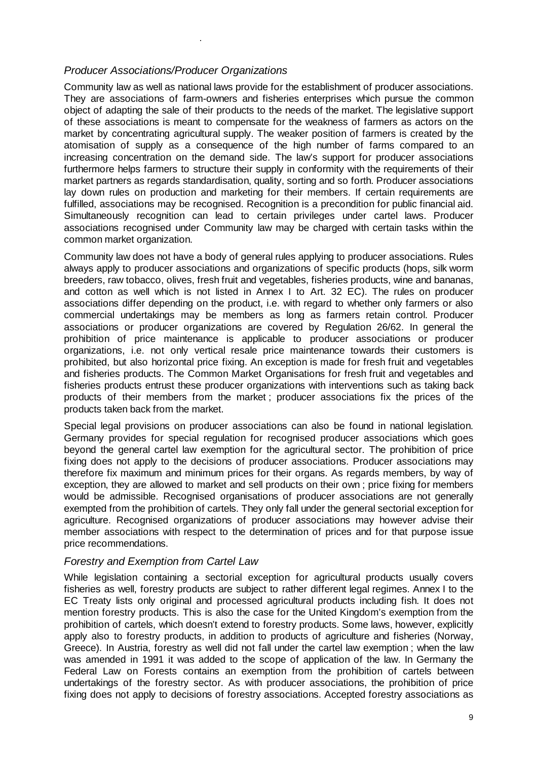### *Producer Associations/Producer Organizations*

Community law as well as national laws provide for the establishment of producer associations. They are associations of farm-owners and fisheries enterprises which pursue the common object of adapting the sale of their products to the needs of the market. The legislative support of these associations is meant to compensate for the weakness of farmers as actors on the market by concentrating agricultural supply. The weaker position of farmers is created by the atomisation of supply as a consequence of the high number of farms compared to an increasing concentration on the demand side. The law's support for producer associations furthermore helps farmers to structure their supply in conformity with the requirements of their market partners as regards standardisation, quality, sorting and so forth. Producer associations lay down rules on production and marketing for their members. If certain requirements are fulfilled, associations may be recognised. Recognition is a precondition for public financial aid. Simultaneously recognition can lead to certain privileges under cartel laws. Producer associations recognised under Community law may be charged with certain tasks within the common market organization.

Community law does not have a body of general rules applying to producer associations. Rules always apply to producer associations and organizations of specific products (hops, silk worm breeders, raw tobacco, olives, fresh fruit and vegetables, fisheries products, wine and bananas, and cotton as well which is not listed in Annex I to Art. 32 EC). The rules on producer associations differ depending on the product, i.e. with regard to whether only farmers or also commercial undertakings may be members as long as farmers retain control. Producer associations or producer organizations are covered by Regulation 26/62. In general the prohibition of price maintenance is applicable to producer associations or producer organizations, i.e. not only vertical resale price maintenance towards their customers is prohibited, but also horizontal price fixing. An exception is made for fresh fruit and vegetables and fisheries products. The Common Market Organisations for fresh fruit and vegetables and fisheries products entrust these producer organizations with interventions such as taking back products of their members from the market ; producer associations fix the prices of the products taken back from the market.

Special legal provisions on producer associations can also be found in national legislation. Germany provides for special regulation for recognised producer associations which goes beyond the general cartel law exemption for the agricultural sector. The prohibition of price fixing does not apply to the decisions of producer associations. Producer associations may therefore fix maximum and minimum prices for their organs. As regards members, by way of exception, they are allowed to market and sell products on their own ; price fixing for members would be admissible. Recognised organisations of producer associations are not generally exempted from the prohibition of cartels. They only fall under the general sectorial exception for agriculture. Recognised organizations of producer associations may however advise their member associations with respect to the determination of prices and for that purpose issue price recommendations.

### *Forestry and Exemption from Cartel Law*

While legislation containing a sectorial exception for agricultural products usually covers fisheries as well, forestry products are subject to rather different legal regimes. Annex I to the EC Treaty lists only original and processed agricultural products including fish. It does not mention forestry products. This is also the case for the United Kingdom's exemption from the prohibition of cartels, which doesn't extend to forestry products. Some laws, however, explicitly apply also to forestry products, in addition to products of agriculture and fisheries (Norway, Greece). In Austria, forestry as well did not fall under the cartel law exemption ; when the law was amended in 1991 it was added to the scope of application of the law. In Germany the Federal Law on Forests contains an exemption from the prohibition of cartels between undertakings of the forestry sector. As with producer associations, the prohibition of price fixing does not apply to decisions of forestry associations. Accepted forestry associations as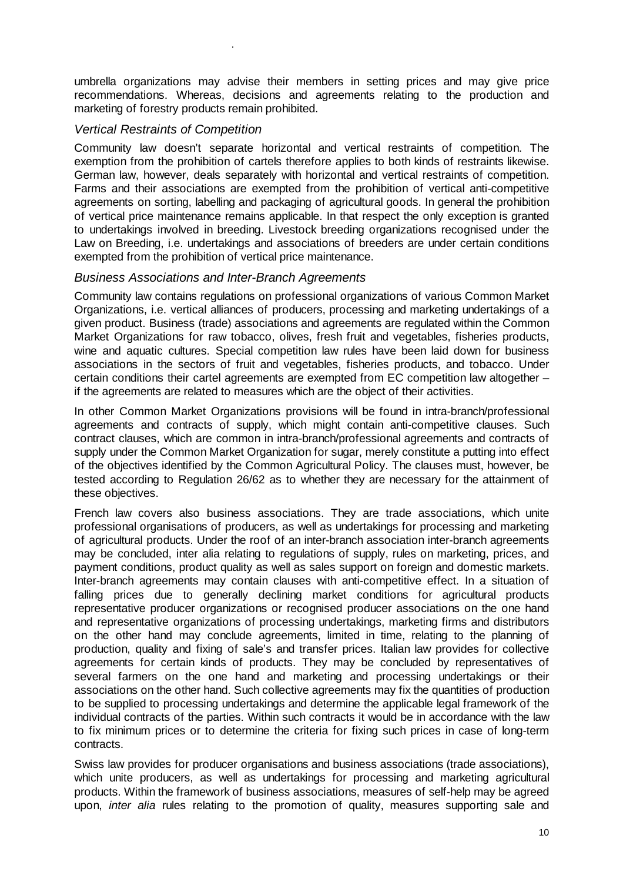umbrella organizations may advise their members in setting prices and may give price recommendations. Whereas, decisions and agreements relating to the production and marketing of forestry products remain prohibited.

### *Vertical Restraints of Competition*

Community law doesn't separate horizontal and vertical restraints of competition. The exemption from the prohibition of cartels therefore applies to both kinds of restraints likewise. German law, however, deals separately with horizontal and vertical restraints of competition. Farms and their associations are exempted from the prohibition of vertical anti-competitive agreements on sorting, labelling and packaging of agricultural goods. In general the prohibition of vertical price maintenance remains applicable. In that respect the only exception is granted to undertakings involved in breeding. Livestock breeding organizations recognised under the Law on Breeding, i.e. undertakings and associations of breeders are under certain conditions exempted from the prohibition of vertical price maintenance.

### *Business Associations and Inter-Branch Agreements*

Community law contains regulations on professional organizations of various Common Market Organizations, i.e. vertical alliances of producers, processing and marketing undertakings of a given product. Business (trade) associations and agreements are regulated within the Common Market Organizations for raw tobacco, olives, fresh fruit and vegetables, fisheries products, wine and aquatic cultures. Special competition law rules have been laid down for business associations in the sectors of fruit and vegetables, fisheries products, and tobacco. Under certain conditions their cartel agreements are exempted from EC competition law altogether – if the agreements are related to measures which are the object of their activities.

In other Common Market Organizations provisions will be found in intra-branch/professional agreements and contracts of supply, which might contain anti-competitive clauses. Such contract clauses, which are common in intra-branch/professional agreements and contracts of supply under the Common Market Organization for sugar, merely constitute a putting into effect of the objectives identified by the Common Agricultural Policy. The clauses must, however, be tested according to Regulation 26/62 as to whether they are necessary for the attainment of these objectives.

French law covers also business associations. They are trade associations, which unite professional organisations of producers, as well as undertakings for processing and marketing of agricultural products. Under the roof of an inter-branch association inter-branch agreements may be concluded, inter alia relating to regulations of supply, rules on marketing, prices, and payment conditions, product quality as well as sales support on foreign and domestic markets. Inter-branch agreements may contain clauses with anti-competitive effect. In a situation of falling prices due to generally declining market conditions for agricultural products representative producer organizations or recognised producer associations on the one hand and representative organizations of processing undertakings, marketing firms and distributors on the other hand may conclude agreements, limited in time, relating to the planning of production, quality and fixing of sale's and transfer prices. Italian law provides for collective agreements for certain kinds of products. They may be concluded by representatives of several farmers on the one hand and marketing and processing undertakings or their associations on the other hand. Such collective agreements may fix the quantities of production to be supplied to processing undertakings and determine the applicable legal framework of the individual contracts of the parties. Within such contracts it would be in accordance with the law to fix minimum prices or to determine the criteria for fixing such prices in case of long-term contracts.

Swiss law provides for producer organisations and business associations (trade associations), which unite producers, as well as undertakings for processing and marketing agricultural products. Within the framework of business associations, measures of self-help may be agreed upon, *inter alia* rules relating to the promotion of quality, measures supporting sale and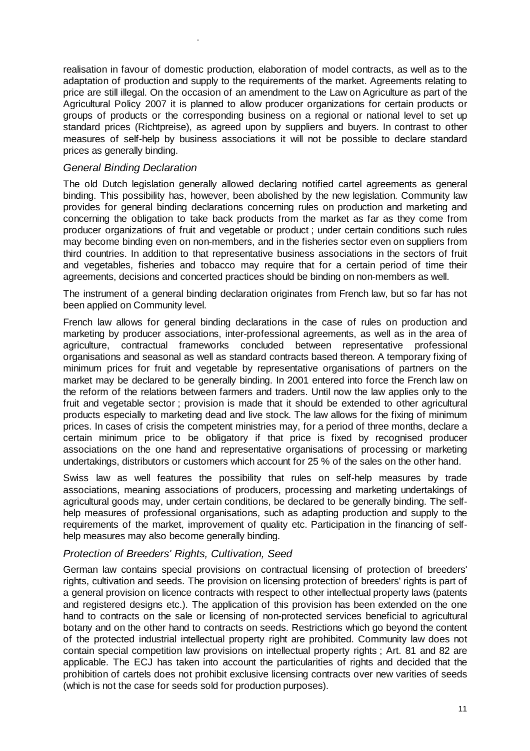realisation in favour of domestic production, elaboration of model contracts, as well as to the adaptation of production and supply to the requirements of the market. Agreements relating to price are still illegal. On the occasion of an amendment to the Law on Agriculture as part of the Agricultural Policy 2007 it is planned to allow producer organizations for certain products or groups of products or the corresponding business on a regional or national level to set up standard prices (Richtpreise), as agreed upon by suppliers and buyers. In contrast to other measures of self-help by business associations it will not be possible to declare standard prices as generally binding.

### *General Binding Declaration*

The old Dutch legislation generally allowed declaring notified cartel agreements as general binding. This possibility has, however, been abolished by the new legislation. Community law provides for general binding declarations concerning rules on production and marketing and concerning the obligation to take back products from the market as far as they come from producer organizations of fruit and vegetable or product ; under certain conditions such rules may become binding even on non-members, and in the fisheries sector even on suppliers from third countries. In addition to that representative business associations in the sectors of fruit and vegetables, fisheries and tobacco may require that for a certain period of time their agreements, decisions and concerted practices should be binding on non-members as well.

The instrument of a general binding declaration originates from French law, but so far has not been applied on Community level.

French law allows for general binding declarations in the case of rules on production and marketing by producer associations, inter-professional agreements, as well as in the area of agriculture, contractual frameworks concluded between representative professional organisations and seasonal as well as standard contracts based thereon. A temporary fixing of minimum prices for fruit and vegetable by representative organisations of partners on the market may be declared to be generally binding. In 2001 entered into force the French law on the reform of the relations between farmers and traders. Until now the law applies only to the fruit and vegetable sector ; provision is made that it should be extended to other agricultural products especially to marketing dead and live stock. The law allows for the fixing of minimum prices. In cases of crisis the competent ministries may, for a period of three months, declare a certain minimum price to be obligatory if that price is fixed by recognised producer associations on the one hand and representative organisations of processing or marketing undertakings, distributors or customers which account for 25 % of the sales on the other hand.

Swiss law as well features the possibility that rules on self-help measures by trade associations, meaning associations of producers, processing and marketing undertakings of agricultural goods may, under certain conditions, be declared to be generally binding. The self-help measures of professional organisations, such as adapting production and supply to the requirements of the market, improvement of quality etc. Participation in the financing of self-help measures may also become generally binding.

### *Protection of Breeders' Rights, Cultivation, Seed*

German law contains special provisions on contractual licensing of protection of breeders' rights, cultivation and seeds. The provision on licensing protection of breeders' rights is part of a general provision on licence contracts with respect to other intellectual property laws (patents and registered designs etc.). The application of this provision has been extended on the one hand to contracts on the sale or licensing of non-protected services beneficial to agricultural botany and on the other hand to contracts on seeds. Restrictions which go beyond the content of the protected industrial intellectual property right are prohibited. Community law does not contain special competition law provisions on intellectual property rights ; Art. 81 and 82 are applicable. The ECJ has taken into account the particularities of rights and decided that the prohibition of cartels does not prohibit exclusive licensing contracts over new varities of seeds (which is not the case for seeds sold for production purposes).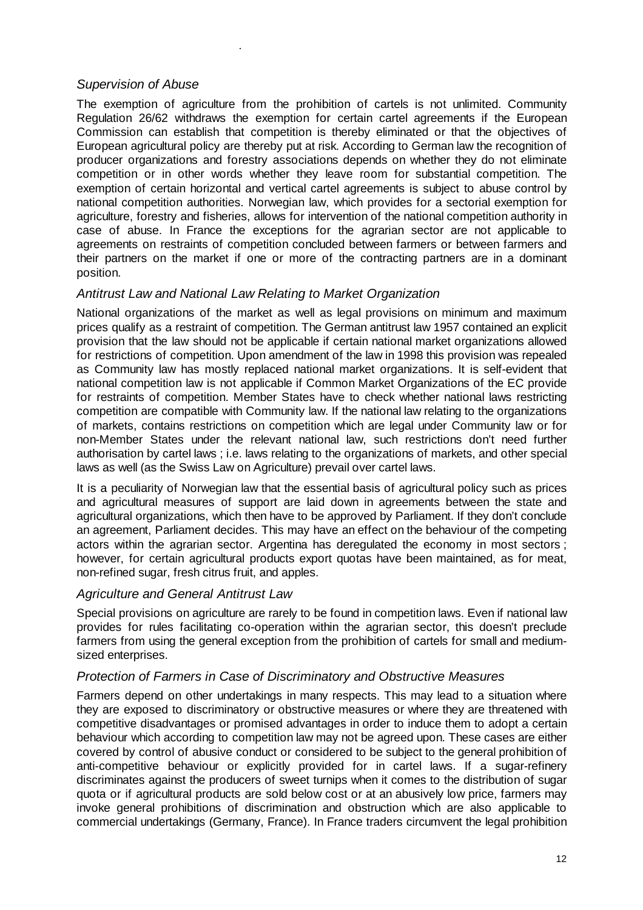### *Supervision of Abuse*

The exemption of agriculture from the prohibition of cartels is not unlimited. Community Regulation 26/62 withdraws the exemption for certain cartel agreements if the European Commission can establish that competition is thereby eliminated or that the objectives of European agricultural policy are thereby put at risk. According to German law the recognition of producer organizations and forestry associations depends on whether they do not eliminate competition or in other words whether they leave room for substantial competition. The exemption of certain horizontal and vertical cartel agreements is subject to abuse control by national competition authorities. Norwegian law, which provides for a sectorial exemption for agriculture, forestry and fisheries, allows for intervention of the national competition authority in case of abuse. In France the exceptions for the agrarian sector are not applicable to agreements on restraints of competition concluded between farmers or between farmers and their partners on the market if one or more of the contracting partners are in a dominant position.

### *Antitrust Law and National Law Relating to Market Organization*

National organizations of the market as well as legal provisions on minimum and maximum prices qualify as a restraint of competition. The German antitrust law 1957 contained an explicit provision that the law should not be applicable if certain national market organizations allowed for restrictions of competition. Upon amendment of the law in 1998 this provision was repealed as Community law has mostly replaced national market organizations. It is self-evident that national competition law is not applicable if Common Market Organizations of the EC provide for restraints of competition. Member States have to check whether national laws restricting competition are compatible with Community law. If the national law relating to the organizations of markets, contains restrictions on competition which are legal under Community law or for non-Member States under the relevant national law, such restrictions don't need further authorisation by cartel laws ; i.e. laws relating to the organizations of markets, and other special laws as well (as the Swiss Law on Agriculture) prevail over cartel laws.

It is a peculiarity of Norwegian law that the essential basis of agricultural policy such as prices and agricultural measures of support are laid down in agreements between the state and agricultural organizations, which then have to be approved by Parliament. If they don't conclude an agreement, Parliament decides. This may have an effect on the behaviour of the competing actors within the agrarian sector. Argentina has deregulated the economy in most sectors ; however, for certain agricultural products export quotas have been maintained, as for meat, non-refined sugar, fresh citrus fruit, and apples.

### *Agriculture and General Antitrust Law*

Special provisions on agriculture are rarely to be found in competition laws. Even if national law provides for rules facilitating co-operation within the agrarian sector, this doesn't preclude farmers from using the general exception from the prohibition of cartels for small and medium-sized enterprises.

### *Protection of Farmers in Case of Discriminatory and Obstructive Measures*

Farmers depend on other undertakings in many respects. This may lead to a situation where they are exposed to discriminatory or obstructive measures or where they are threatened with competitive disadvantages or promised advantages in order to induce them to adopt a certain behaviour which according to competition law may not be agreed upon. These cases are either covered by control of abusive conduct or considered to be subject to the general prohibition of anti-competitive behaviour or explicitly provided for in cartel laws. If a sugar-refinery discriminates against the producers of sweet turnips when it comes to the distribution of sugar quota or if agricultural products are sold below cost or at an abusively low price, farmers may invoke general prohibitions of discrimination and obstruction which are also applicable to commercial undertakings (Germany, France). In France traders circumvent the legal prohibition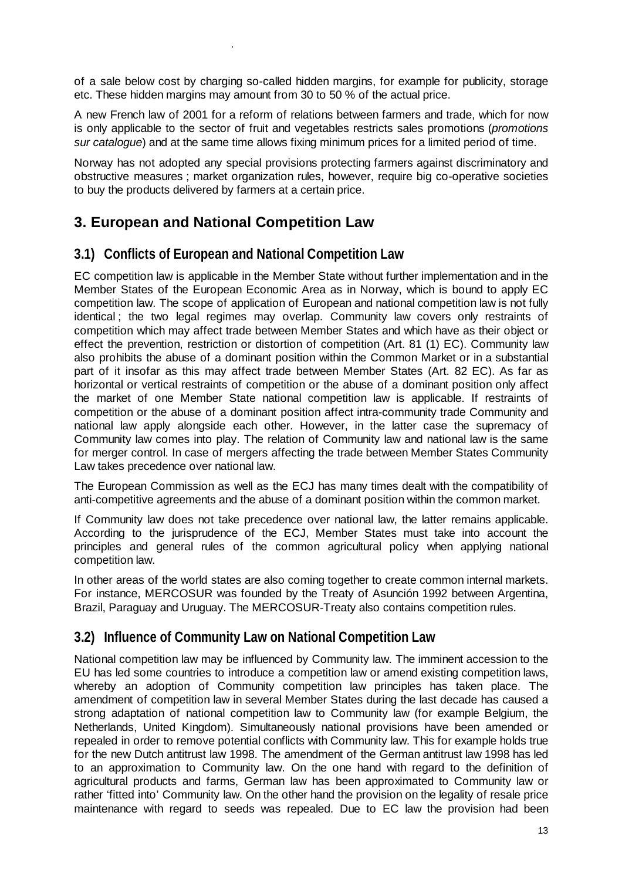of a sale below cost by charging so-called hidden margins, for example for publicity, storage etc. These hidden margins may amount from 30 to 50 % of the actual price.

A new French law of 2001 for a reform of relations between farmers and trade, which for now is only applicable to the sector of fruit and vegetables restricts sales promotions (*promotions sur catalogue*) and at the same time allows fixing minimum prices for a limited period of time.

Norway has not adopted any special provisions protecting farmers against discriminatory and obstructive measures ; market organization rules, however, require big co-operative societies to buy the products delivered by farmers at a certain price.

## 3. European and National Competition Law

### 3.1) Conflicts of European and National Competition Law

EC competition law is applicable in the Member State without further implementation and in the Member States of the European Economic Area as in Norway, which is bound to apply EC competition law. The scope of application of European and national competition law is not fully identical ; the two legal regimes may overlap. Community law covers only restraints of competition which may affect trade between Member States and which have as their object or effect the prevention, restriction or distortion of competition (Art. 81 (1) EC). Community law also prohibits the abuse of a dominant position within the Common Market or in a substantial part of it insofar as this may affect trade between Member States (Art. 82 EC). As far as horizontal or vertical restraints of competition or the abuse of a dominant position only affect the market of one Member State national competition law is applicable. If restraints of competition or the abuse of a dominant position affect intra-community trade Community and national law apply alongside each other. However, in the latter case the supremacy of Community law comes into play. The relation of Community law and national law is the same for merger control. In case of mergers affecting the trade between Member States Community Law takes precedence over national law.

The European Commission as well as the ECJ has many times dealt with the compatibility of anti-competitive agreements and the abuse of a dominant position within the common market.

If Community law does not take precedence over national law, the latter remains applicable. According to the jurisprudence of the ECJ, Member States must take into account the principles and general rules of the common agricultural policy when applying national competition law.

In other areas of the world states are also coming together to create common internal markets. For instance, MERCOSUR was founded by the Treaty of Asunción 1992 between Argentina, Brazil, Paraguay and Uruguay. The MERCOSUR-Treaty also contains competition rules.

### 3.2) Influence of Community Law on National Competition Law

National competition law may be influenced by Community law. The imminent accession to the EU has led some countries to introduce a competition law or amend existing competition laws, whereby an adoption of Community competition law principles has taken place. The amendment of competition law in several Member States during the last decade has caused a strong adaptation of national competition law to Community law (for example Belgium, the Netherlands, United Kingdom). Simultaneously national provisions have been amended or repealed in order to remove potential conflicts with Community law. This for example holds true for the new Dutch antitrust law 1998. The amendment of the German antitrust law 1998 has led to an approximation to Community law. On the one hand with regard to the definition of agricultural products and farms, German law has been approximated to Community law or rather 'fitted into' Community law. On the other hand the provision on the legality of resale price maintenance with regard to seeds was repealed. Due to EC law the provision had been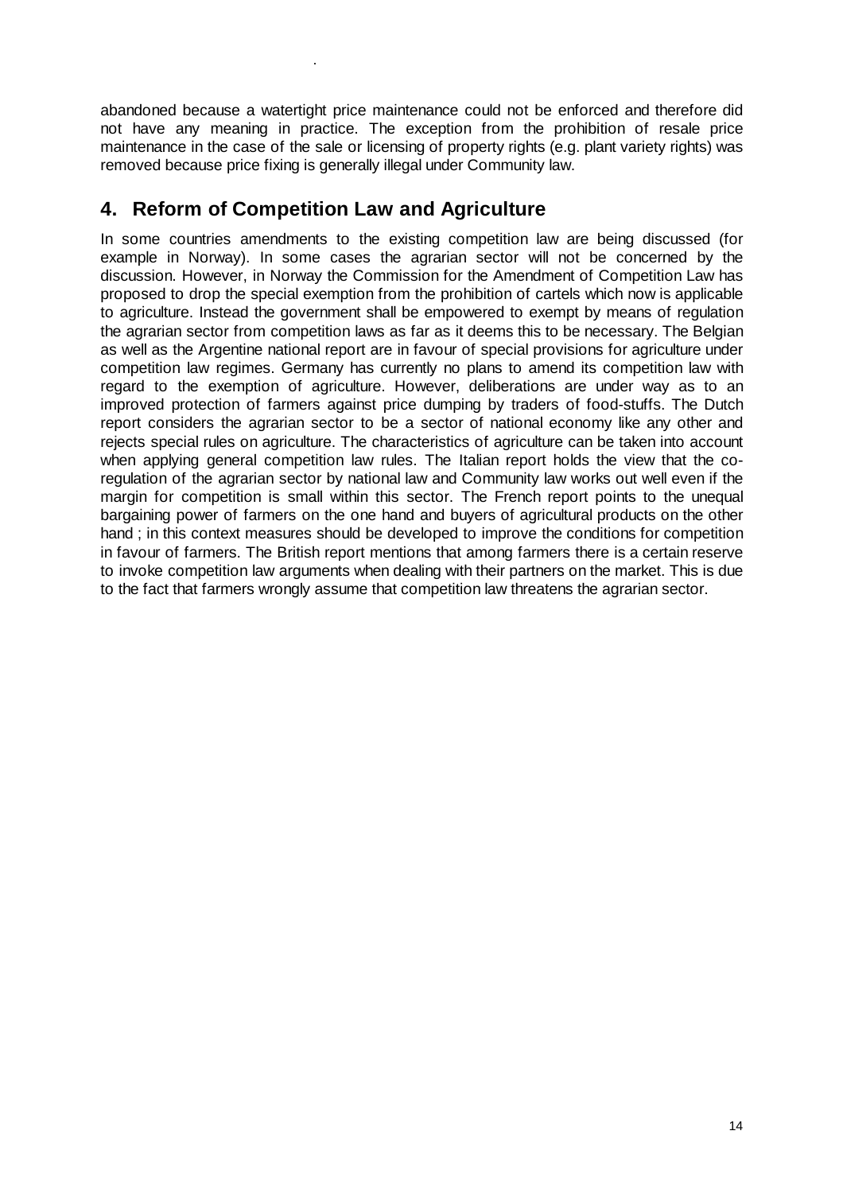abandoned because a watertight price maintenance could not be enforced and therefore did not have any meaning in practice. The exception from the prohibition of resale price maintenance in the case of the sale or licensing of property rights (e.g. plant variety rights) was removed because price fixing is generally illegal under Community law.

## 4. Reform of Competition Law and Agriculture

In some countries amendments to the existing competition law are being discussed (for example in Norway). In some cases the agrarian sector will not be concerned by the discussion. However, in Norway the Commission for the Amendment of Competition Law has proposed to drop the special exemption from the prohibition of cartels which now is applicable to agriculture. Instead the government shall be empowered to exempt by means of regulation the agrarian sector from competition laws as far as it deems this to be necessary. The Belgian as well as the Argentine national report are in favour of special provisions for agriculture under competition law regimes. Germany has currently no plans to amend its competition law with regard to the exemption of agriculture. However, deliberations are under way as to an improved protection of farmers against price dumping by traders of food-stuffs. The Dutch report considers the agrarian sector to be a sector of national economy like any other and rejects special rules on agriculture. The characteristics of agriculture can be taken into account when applying general competition law rules. The Italian report holds the view that the co-regulation of the agrarian sector by national law and Community law works out well even if the margin for competition is small within this sector. The French report points to the unequal bargaining power of farmers on the one hand and buyers of agricultural products on the other hand ; in this context measures should be developed to improve the conditions for competition in favour of farmers. The British report mentions that among farmers there is a certain reserve to invoke competition law arguments when dealing with their partners on the market. This is due to the fact that farmers wrongly assume that competition law threatens the agrarian sector.